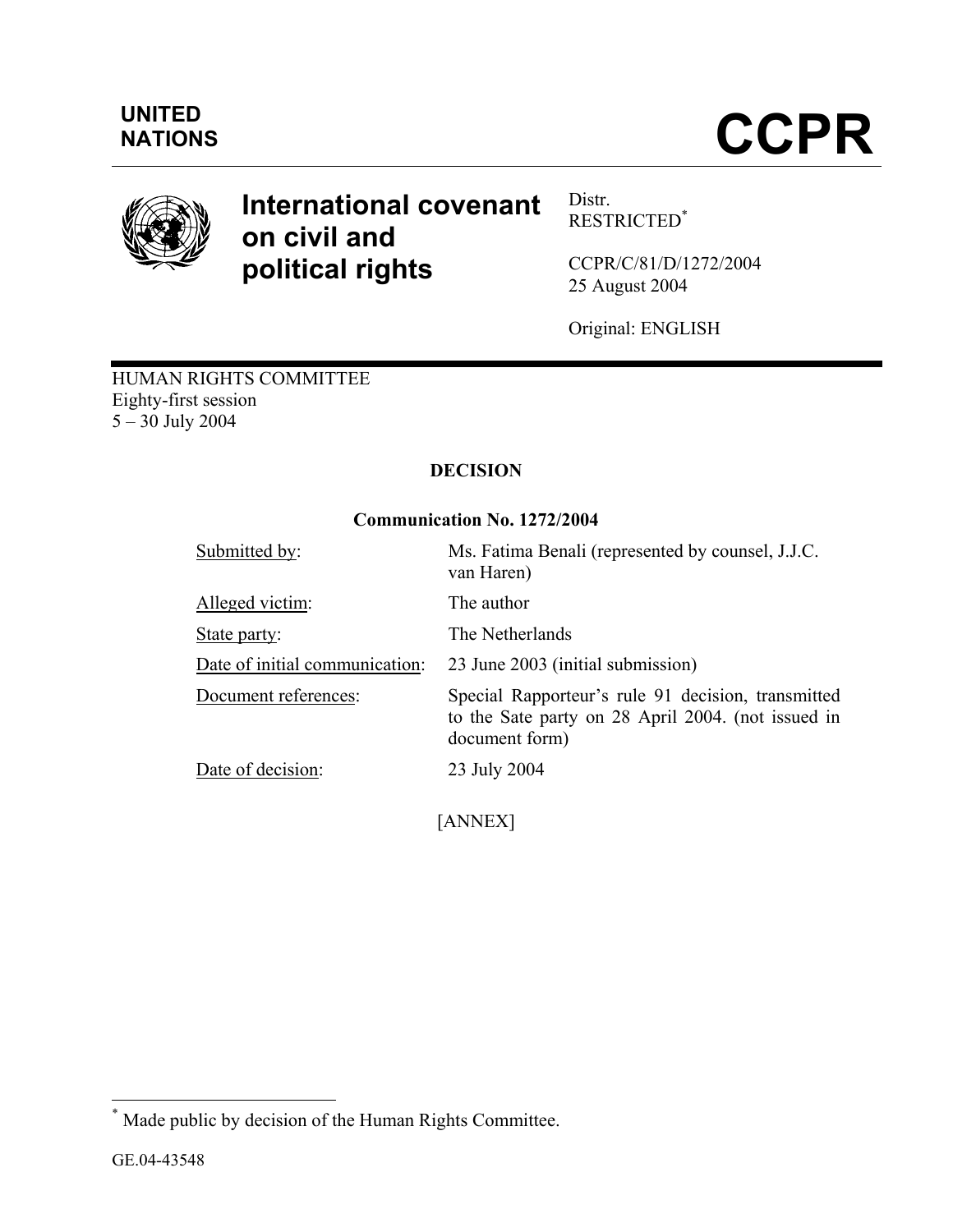UNITED NATIONS

# CCPR

## International covenant on civil and political rights

Distr.
RESTRICTED*

CCPR/C/81/D/1272/2004
25 August 2004

Original: ENGLISH

HUMAN RIGHTS COMMITTEE
Eighty-first session
5 – 30 July 2004

**DECISION**

**Communication No. 1272/2004**

| | |
|---|---|
| Submitted by: | Ms. Fatima Benali (represented by counsel, J.J.C. van Haren) |
| Alleged victim: | The author |
| State party: | The Netherlands |
| Date of initial communication: | 23 June 2003 (initial submission) |
| Document references: | Special Rapporteur's rule 91 decision, transmitted to the Sate party on 28 April 2004. (not issued in document form) |
| Date of decision: | 23 July 2004 |

[ANNEX]

* Made public by decision of the Human Rights Committee.

GE.04-43548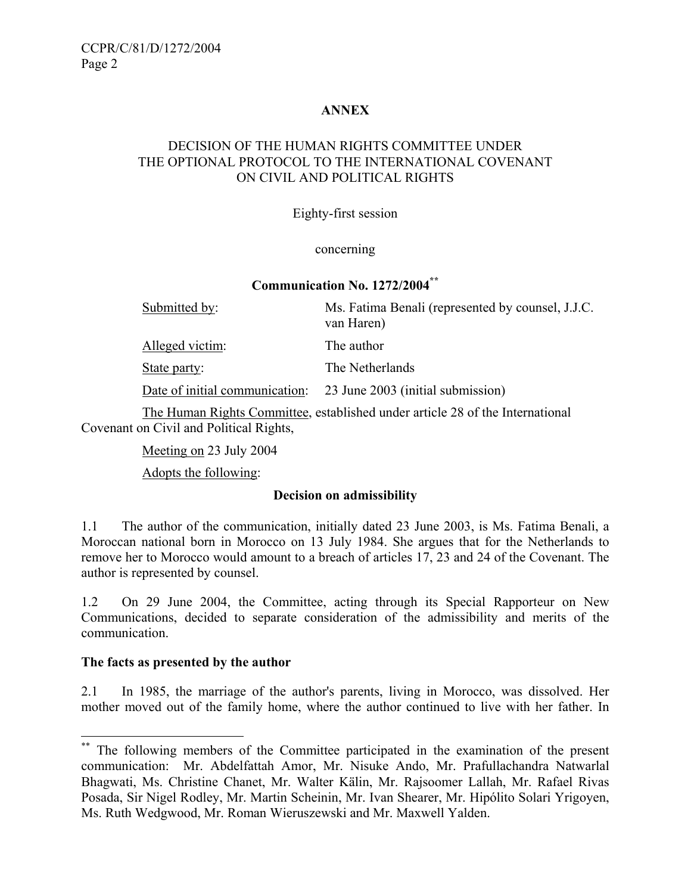**ANNEX**

DECISION OF THE HUMAN RIGHTS COMMITTEE UNDER THE OPTIONAL PROTOCOL TO THE INTERNATIONAL COVENANT ON CIVIL AND POLITICAL RIGHTS

Eighty-first session

concerning

**Communication No. 1272/2004[\*\*]**

| | |
|---|---|
| Submitted by: | Ms. Fatima Benali (represented by counsel, J.J.C. van Haren) |
| Alleged victim: | The author |
| State party: | The Netherlands |
| Date of initial communication: | 23 June 2003 (initial submission) |

The Human Rights Committee, established under article 28 of the International Covenant on Civil and Political Rights,

Meeting on 23 July 2004

Adopts the following:

**Decision on admissibility**

1.1 The author of the communication, initially dated 23 June 2003, is Ms. Fatima Benali, a Moroccan national born in Morocco on 13 July 1984. She argues that for the Netherlands to remove her to Morocco would amount to a breach of articles 17, 23 and 24 of the Covenant. The author is represented by counsel.

1.2 On 29 June 2004, the Committee, acting through its Special Rapporteur on New Communications, decided to separate consideration of the admissibility and merits of the communication.

**The facts as presented by the author**

2.1 In 1985, the marriage of the author's parents, living in Morocco, was dissolved. Her mother moved out of the family home, where the author continued to live with her father. In

[\*\*] The following members of the Committee participated in the examination of the present communication: Mr. Abdelfattah Amor, Mr. Nisuke Ando, Mr. Prafullachandra Natwarlal Bhagwati, Ms. Christine Chanet, Mr. Walter Kälin, Mr. Rajsoomer Lallah, Mr. Rafael Rivas Posada, Sir Nigel Rodley, Mr. Martin Scheinin, Mr. Ivan Shearer, Mr. Hipólito Solari Yrigoyen, Ms. Ruth Wedgwood, Mr. Roman Wieruszewski and Mr. Maxwell Yalden.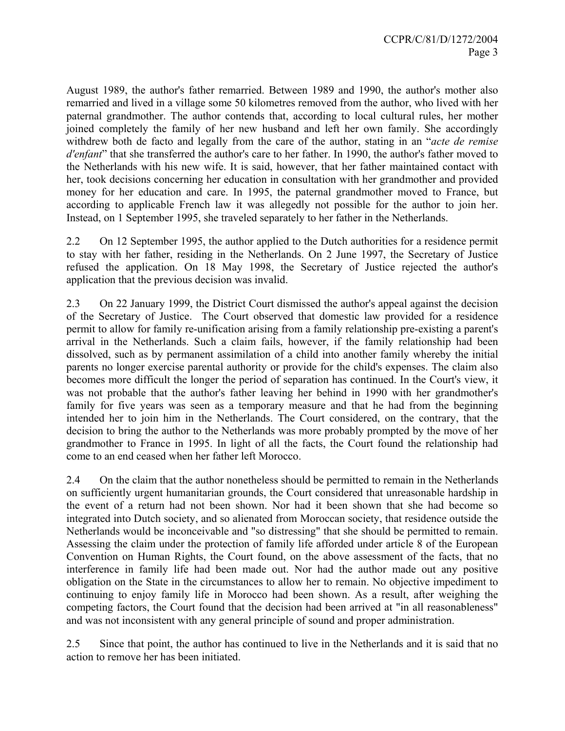August 1989, the author's father remarried. Between 1989 and 1990, the author's mother also remarried and lived in a village some 50 kilometres removed from the author, who lived with her paternal grandmother. The author contends that, according to local cultural rules, her mother joined completely the family of her new husband and left her own family. She accordingly withdrew both de facto and legally from the care of the author, stating in an "*acte de remise d'enfant*" that she transferred the author's care to her father. In 1990, the author's father moved to the Netherlands with his new wife. It is said, however, that her father maintained contact with her, took decisions concerning her education in consultation with her grandmother and provided money for her education and care. In 1995, the paternal grandmother moved to France, but according to applicable French law it was allegedly not possible for the author to join her. Instead, on 1 September 1995, she traveled separately to her father in the Netherlands.

2.2 On 12 September 1995, the author applied to the Dutch authorities for a residence permit to stay with her father, residing in the Netherlands. On 2 June 1997, the Secretary of Justice refused the application. On 18 May 1998, the Secretary of Justice rejected the author's application that the previous decision was invalid.

2.3 On 22 January 1999, the District Court dismissed the author's appeal against the decision of the Secretary of Justice. The Court observed that domestic law provided for a residence permit to allow for family re-unification arising from a family relationship pre-existing a parent's arrival in the Netherlands. Such a claim fails, however, if the family relationship had been dissolved, such as by permanent assimilation of a child into another family whereby the initial parents no longer exercise parental authority or provide for the child's expenses. The claim also becomes more difficult the longer the period of separation has continued. In the Court's view, it was not probable that the author's father leaving her behind in 1990 with her grandmother's family for five years was seen as a temporary measure and that he had from the beginning intended her to join him in the Netherlands. The Court considered, on the contrary, that the decision to bring the author to the Netherlands was more probably prompted by the move of her grandmother to France in 1995. In light of all the facts, the Court found the relationship had come to an end ceased when her father left Morocco.

2.4 On the claim that the author nonetheless should be permitted to remain in the Netherlands on sufficiently urgent humanitarian grounds, the Court considered that unreasonable hardship in the event of a return had not been shown. Nor had it been shown that she had become so integrated into Dutch society, and so alienated from Moroccan society, that residence outside the Netherlands would be inconceivable and "so distressing" that she should be permitted to remain. Assessing the claim under the protection of family life afforded under article 8 of the European Convention on Human Rights, the Court found, on the above assessment of the facts, that no interference in family life had been made out. Nor had the author made out any positive obligation on the State in the circumstances to allow her to remain. No objective impediment to continuing to enjoy family life in Morocco had been shown. As a result, after weighing the competing factors, the Court found that the decision had been arrived at "in all reasonableness" and was not inconsistent with any general principle of sound and proper administration.

2.5 Since that point, the author has continued to live in the Netherlands and it is said that no action to remove her has been initiated.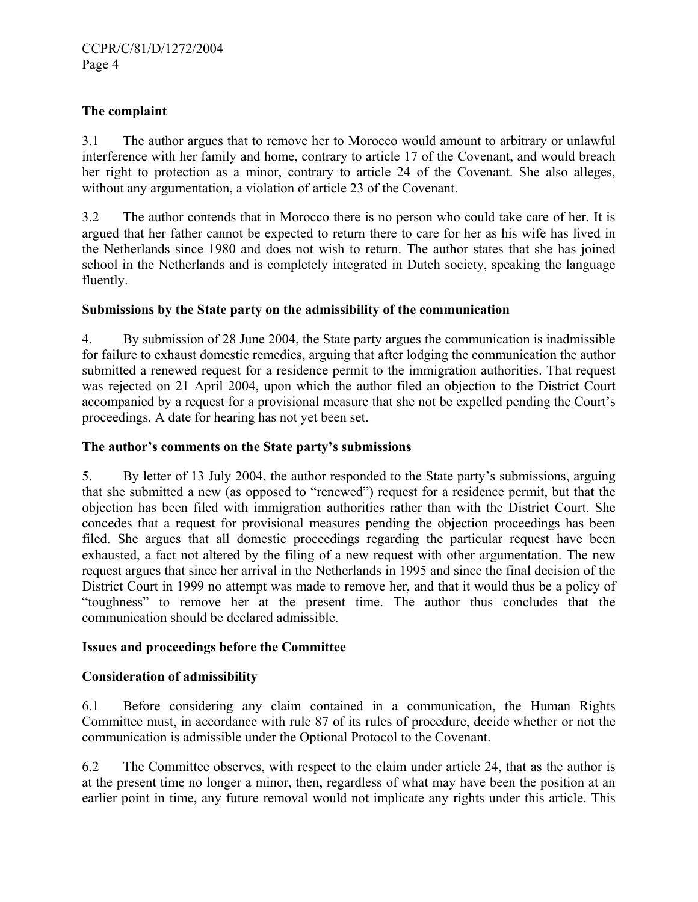**The complaint**

3.1 The author argues that to remove her to Morocco would amount to arbitrary or unlawful interference with her family and home, contrary to article 17 of the Covenant, and would breach her right to protection as a minor, contrary to article 24 of the Covenant. She also alleges, without any argumentation, a violation of article 23 of the Covenant.

3.2 The author contends that in Morocco there is no person who could take care of her. It is argued that her father cannot be expected to return there to care for her as his wife has lived in the Netherlands since 1980 and does not wish to return. The author states that she has joined school in the Netherlands and is completely integrated in Dutch society, speaking the language fluently.

**Submissions by the State party on the admissibility of the communication**

4. By submission of 28 June 2004, the State party argues the communication is inadmissible for failure to exhaust domestic remedies, arguing that after lodging the communication the author submitted a renewed request for a residence permit to the immigration authorities. That request was rejected on 21 April 2004, upon which the author filed an objection to the District Court accompanied by a request for a provisional measure that she not be expelled pending the Court's proceedings. A date for hearing has not yet been set.

**The author's comments on the State party's submissions**

5. By letter of 13 July 2004, the author responded to the State party's submissions, arguing that she submitted a new (as opposed to "renewed") request for a residence permit, but that the objection has been filed with immigration authorities rather than with the District Court. She concedes that a request for provisional measures pending the objection proceedings has been filed. She argues that all domestic proceedings regarding the particular request have been exhausted, a fact not altered by the filing of a new request with other argumentation. The new request argues that since her arrival in the Netherlands in 1995 and since the final decision of the District Court in 1999 no attempt was made to remove her, and that it would thus be a policy of "toughness" to remove her at the present time. The author thus concludes that the communication should be declared admissible.

**Issues and proceedings before the Committee**

**Consideration of admissibility**

6.1 Before considering any claim contained in a communication, the Human Rights Committee must, in accordance with rule 87 of its rules of procedure, decide whether or not the communication is admissible under the Optional Protocol to the Covenant.

6.2 The Committee observes, with respect to the claim under article 24, that as the author is at the present time no longer a minor, then, regardless of what may have been the position at an earlier point in time, any future removal would not implicate any rights under this article. This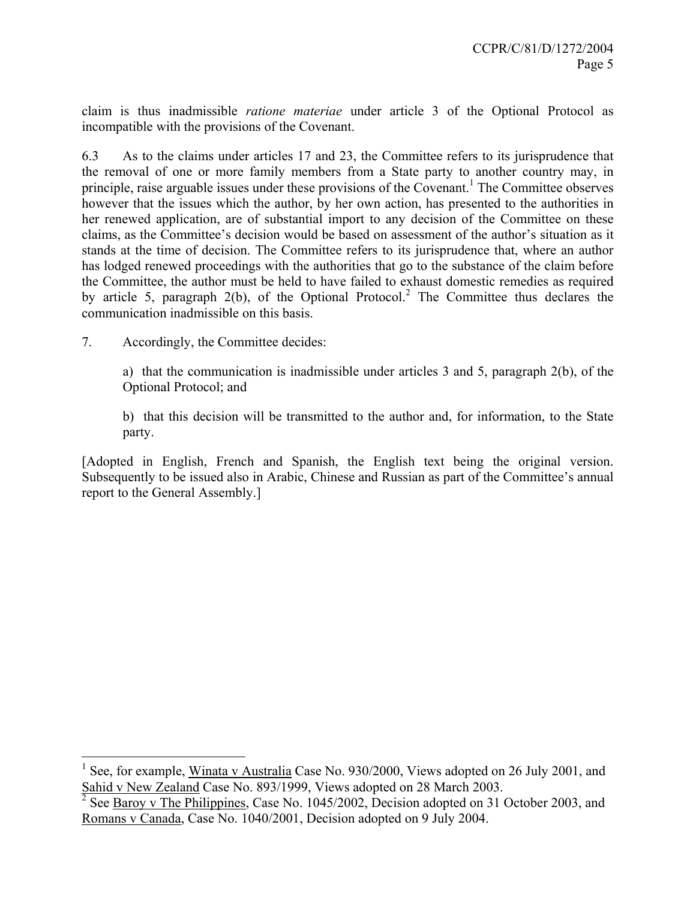claim is thus inadmissible *ratione materiae* under article 3 of the Optional Protocol as incompatible with the provisions of the Covenant.

6.3 As to the claims under articles 17 and 23, the Committee refers to its jurisprudence that the removal of one or more family members from a State party to another country may, in principle, raise arguable issues under these provisions of the Covenant.[1] The Committee observes however that the issues which the author, by her own action, has presented to the authorities in her renewed application, are of substantial import to any decision of the Committee on these claims, as the Committee's decision would be based on assessment of the author's situation as it stands at the time of decision. The Committee refers to its jurisprudence that, where an author has lodged renewed proceedings with the authorities that go to the substance of the claim before the Committee, the author must be held to have failed to exhaust domestic remedies as required by article 5, paragraph 2(b), of the Optional Protocol.[2] The Committee thus declares the communication inadmissible on this basis.

7. Accordingly, the Committee decides:

a) that the communication is inadmissible under articles 3 and 5, paragraph 2(b), of the Optional Protocol; and

b) that this decision will be transmitted to the author and, for information, to the State party.

[Adopted in English, French and Spanish, the English text being the original version. Subsequently to be issued also in Arabic, Chinese and Russian as part of the Committee's annual report to the General Assembly.]

---

[1] See, for example, Winata v Australia Case No. 930/2000, Views adopted on 26 July 2001, and Sahid v New Zealand Case No. 893/1999, Views adopted on 28 March 2003.

[2] See Baroy v The Philippines, Case No. 1045/2002, Decision adopted on 31 October 2003, and Romans v Canada, Case No. 1040/2001, Decision adopted on 9 July 2004.